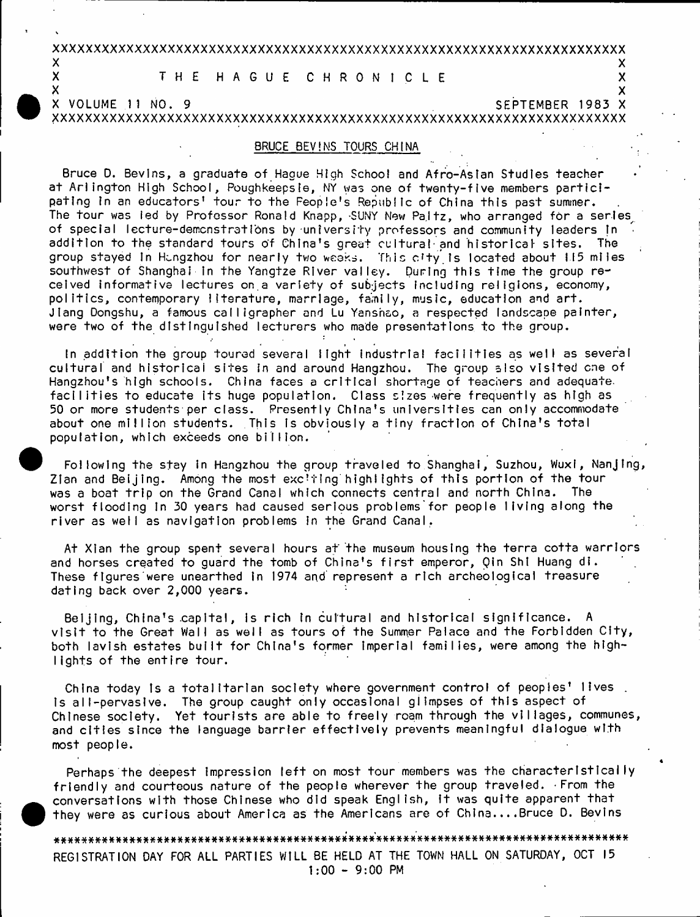# THE HAGUE CHRONICLE

VOLUME 11 NO. 9 — SEPTEMBER 1983

## BRUCE BEVINS TOURS CHINA

Bruce D. Bevins, a graduate of Hague High School and Afro-Asian Studies teacher at Arlington High School, Poughkeepsie, NY was one of twenty-five members participating in an educators' tour to the People's Republic of China this past summer. The tour was led by Professor Ronald Knapp, SUNY New Paltz, who arranged for a series of special lecture-demonstrations by university professors and community leaders in addition to the standard tours of China's great cultural and historical sites. The group stayed in Hangzhou for nearly two weeks. This city is located about 115 miles southwest of Shanghai in the Yangtze River valley. During this time the group received informative lectures on a variety of subjects including religions, economy, politics, contemporary literature, marriage, family, music, education and art. Jiang Dongshu, a famous calligrapher and Lu Yanshao, a respected landscape painter, were two of the distinguished lecturers who made presentations to the group.

In addition the group toured several light industrial facilities as well as several cultural and historical sites in and around Hangzhou. The group also visited one of Hangzhou's high schools. China faces a critical shortage of teachers and adequate facilities to educate its huge population. Class sizes were frequently as high as 50 or more students per class. Presently China's universities can only accommodate about one million students. This is obviously a tiny fraction of China's total population, which exceeds one billion.

Following the stay in Hangzhou the group traveled to Shanghai, Suzhou, Wuxi, Nanjing, Zian and Beijing. Among the most exciting highlights of this portion of the tour was a boat trip on the Grand Canal which connects central and north China. The worst flooding in 30 years had caused serious problems for people living along the river as well as navigation problems in the Grand Canal.

At Xian the group spent several hours at the museum housing the terra cotta warriors and horses created to guard the tomb of China's first emperor, Qin Shi Huang di. These figures were unearthed in 1974 and represent a rich archeological treasure dating back over 2,000 years.

Beijing, China's capital, is rich in cultural and historical significance. A visit to the Great Wall as well as tours of the Summer Palace and the Forbidden City, both lavish estates built for China's former imperial families, were among the highlights of the entire tour.

China today is a totalitarian society where government control of peoples' lives is all-pervasive. The group caught only occasional glimpses of this aspect of Chinese society. Yet tourists are able to freely roam through the villages, communes, and cities since the language barrier effectively prevents meaningful dialogue with most people.

Perhaps the deepest impression left on most tour members was the characteristically friendly and courteous nature of the people wherever the group traveled. From the conversations with those Chinese who did speak English, it was quite apparent that they were as curious about America as the Americans are of China....Bruce D. Bevins

---

REGISTRATION DAY FOR ALL PARTIES WILL BE HELD AT THE TOWN HALL ON SATURDAY, OCT 15
1:00 - 9:00 PM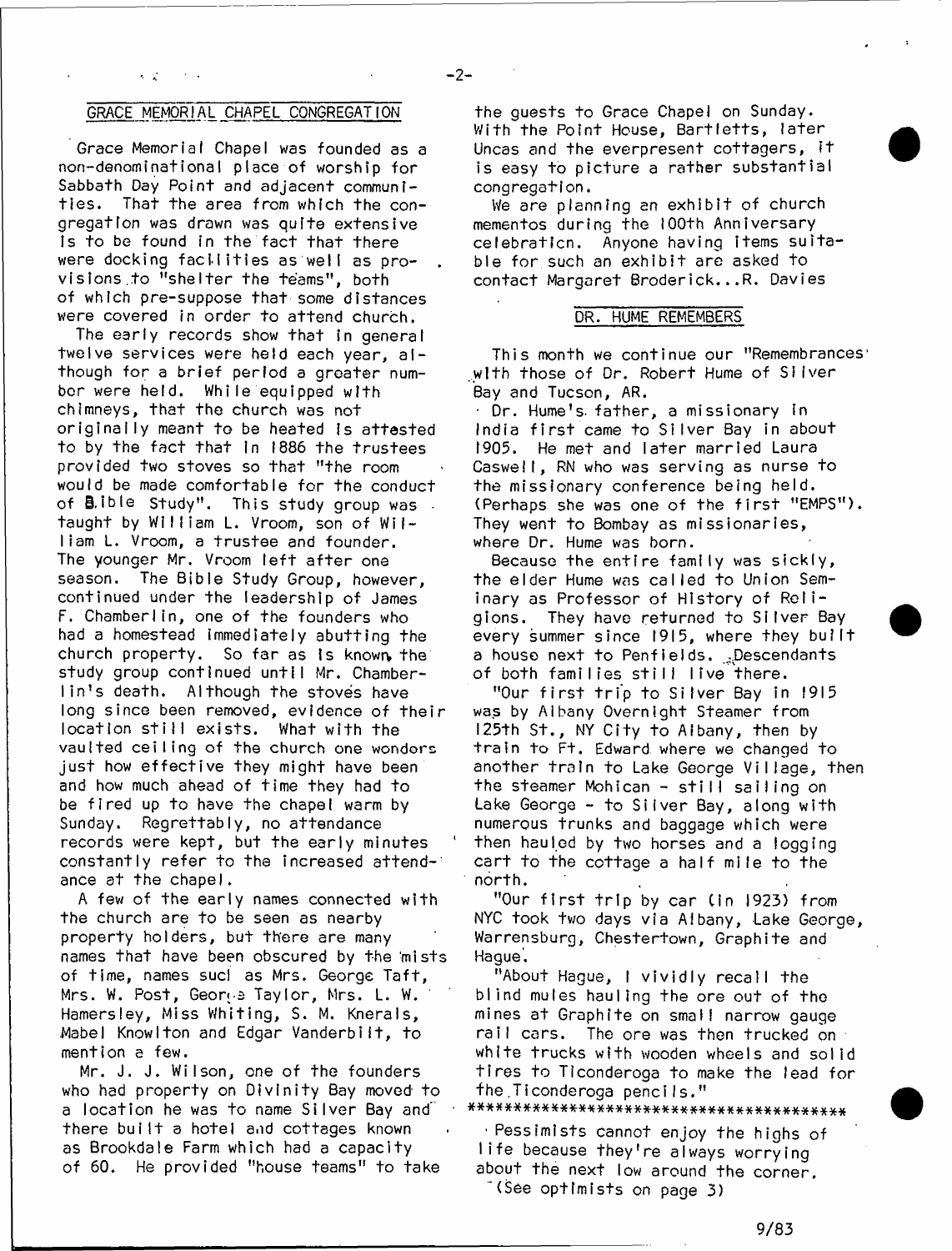## GRACE MEMORIAL CHAPEL CONGREGATION

Grace Memorial Chapel was founded as a non-denominational place of worship for Sabbath Day Point and adjacent communities. That the area from which the congregation was drawn was quite extensive is to be found in the fact that there were docking facilities as well as provisions to "shelter the teams", both of which pre-suppose that some distances were covered in order to attend church.

The early records show that in general twelve services were held each year, although for a brief period a greater number were held. While equipped with chimneys, that the church was not originally meant to be heated is attested to by the fact that in 1886 the trustees provided two stoves so that "the room would be made comfortable for the conduct of Bible Study". This study group was taught by William L. Vroom, son of William L. Vroom, a trustee and founder. The younger Mr. Vroom left after one season. The Bible Study Group, however, continued under the leadership of James F. Chamberlin, one of the founders who had a homestead immediately abutting the church property. So far as is known, the study group continued until Mr. Chamberlin's death. Although the stoves have long since been removed, evidence of their location still exists. What with the vaulted ceiling of the church one wonders just how effective they might have been and how much ahead of time they had to be fired up to have the chapel warm by Sunday. Regrettably, no attendance records were kept, but the early minutes constantly refer to the increased attendance at the chapel.

A few of the early names connected with the church are to be seen as nearby property holders, but there are many names that have been obscured by the mists of time, names such as Mrs. George Taft, Mrs. W. Post, George Taylor, Mrs. L. W. Hamersley, Miss Whiting, S. M. Knerals, Mabel Knowlton and Edgar Vanderbilt, to mention a few.

Mr. J. J. Wilson, one of the founders who had property on Divinity Bay moved to a location he was to name Silver Bay and there built a hotel and cottages known as Brookdale Farm which had a capacity of 60. He provided "house teams" to take the guests to Grace Chapel on Sunday. With the Point House, Bartletts, later Uncas and the everpresent cottagers, it is easy to picture a rather substantial congregation.

We are planning an exhibit of church mementos during the 100th Anniversary celebration. Anyone having items suitable for such an exhibit are asked to contact Margaret Broderick...R. Davies

## DR. HUME REMEMBERS

This month we continue our "Remembrances" with those of Dr. Robert Hume of Silver Bay and Tucson, AR.

Dr. Hume's father, a missionary in India first came to Silver Bay in about 1905. He met and later married Laura Caswell, RN who was serving as nurse to the missionary conference being held. (Perhaps she was one of the first "EMPS"). They went to Bombay as missionaries, where Dr. Hume was born.

Because the entire family was sickly, the elder Hume was called to Union Seminary as Professor of History of Religions. They have returned to Silver Bay every summer since 1915, where they built a house next to Penfields. Descendants of both families still live there.

"Our first trip to Silver Bay in 1915 was by Albany Overnight Steamer from 125th St., NY City to Albany, then by train to Ft. Edward where we changed to another train to Lake George Village, then the steamer Mohican - still sailing on Lake George - to Silver Bay, along with numerous trunks and baggage which were then hauled by two horses and a logging cart to the cottage a half mile to the north.

"Our first trip by car (in 1923) from NYC took two days via Albany, Lake George, Warrensburg, Chestertown, Graphite and Hague.

"About Hague, I vividly recall the blind mules hauling the ore out of the mines at Graphite on small narrow gauge rail cars. The ore was then trucked on white trucks with wooden wheels and solid tires to Ticonderoga to make the lead for the Ticonderoga pencils."

****************************************

Pessimists cannot enjoy the highs of life because they're always worrying about the next low around the corner.

(See optimists on page 3)

9/83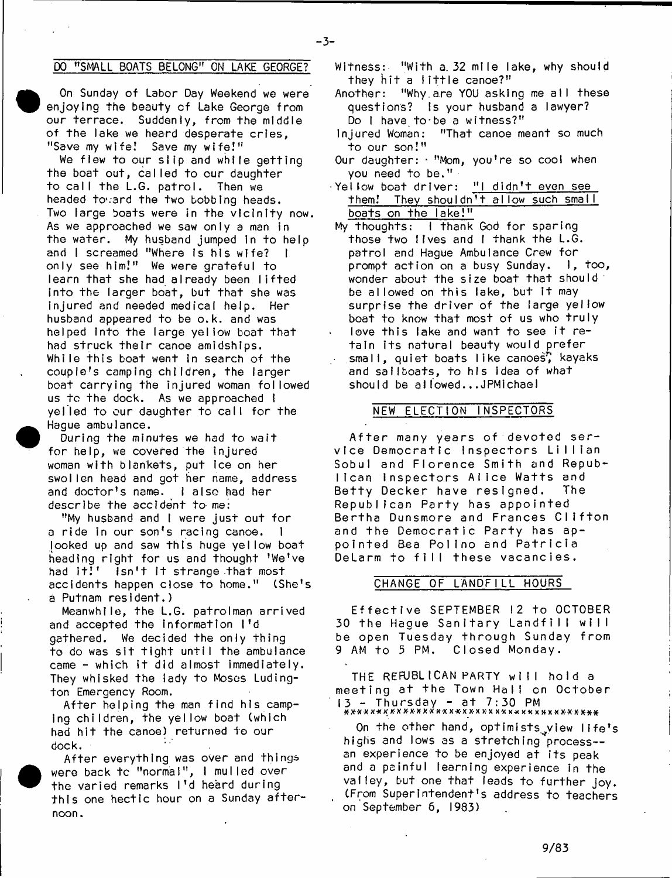## DO "SMALL BOATS BELONG" ON LAKE GEORGE?

On Sunday of Labor Day Weekend we were enjoying the beauty of Lake George from our terrace. Suddenly, from the middle of the lake we heard desperate cries, "Save my wife! Save my wife!"

We flew to our slip and while getting the boat out, called to our daughter to call the L.G. patrol. Then we headed toward the two bobbing heads. Two large boats were in the vicinity now. As we approached we saw only a man in the water. My husband jumped in to help and I screamed "Where is his wife? I only see him!" We were grateful to learn that she had already been lifted into the larger boat, but that she was injured and needed medical help. Her husband appeared to be o.k. and was helped into the large yellow boat that had struck their canoe amidships. While this boat went in search of the couple's camping children, the larger boat carrying the injured woman followed us to the dock. As we approached I yelled to our daughter to call for the Hague ambulance.

During the minutes we had to wait for help, we covered the injured woman with blankets, put ice on her swollen head and got her name, address and doctor's name. I also had her describe the accident to me:

"My husband and I were just out for a ride in our son's racing canoe. I looked up and saw this huge yellow boat heading right for us and thought 'We've had it!' Isn't it strange that most accidents happen close to home." (She's a Putnam resident.)

Meanwhile, the L.G. patrolman arrived and accepted the information I'd gathered. We decided the only thing to do was sit tight until the ambulance came - which it did almost immediately. They whisked the lady to Moses Ludington Emergency Room.

After helping the man find his camping children, the yellow boat (which had hit the canoe) returned to our dock.

After everything was over and things were back to "normal", I mulled over the varied remarks I'd heard during this one hectic hour on a Sunday afternoon.

Witness: "With a 32 mile lake, why should they hit a little canoe?"

Another: "Why are YOU asking me all these questions? Is your husband a lawyer? Do I have to be a witness?"

Injured Woman: "That canoe meant so much to our son!"

Our daughter: "Mom, you're so cool when you need to be."

Yellow boat driver: "I didn't even see them! They shouldn't allow such small boats on the lake!"

My thoughts: I thank God for sparing those two lives and I thank the L.G. patrol and Hague Ambulance Crew for prompt action on a busy Sunday. I, too, wonder about the size boat that should be allowed on this lake, but it may surprise the driver of the large yellow boat to know that most of us who truly love this lake and want to see it retain its natural beauty would prefer small, quiet boats like canoes, kayaks and sailboats, to his idea of what should be allowed...JPMichael

## NEW ELECTION INSPECTORS

After many years of devoted service Democratic Inspectors Lillian Sobul and Florence Smith and Republican Inspectors Alice Watts and Betty Decker have resigned. The Republican Party has appointed Bertha Dunsmore and Frances Clifton and the Democratic Party has appointed Bea Polino and Patricia DeLarm to fill these vacancies.

## CHANGE OF LANDFILL HOURS

Effective SEPTEMBER 12 to OCTOBER 30 the Hague Sanitary Landfill will be open Tuesday through Sunday from 9 AM to 5 PM. Closed Monday.

THE REPUBLICAN PARTY will hold a meeting at the Town Hall on October 13 - Thursday - at 7:30 PM

***********************************

On the other hand, optimists view life's highs and lows as a stretching process--an experience to be enjoyed at its peak and a painful learning experience in the valley, but one that leads to further joy. (From Superintendent's address to teachers on September 6, 1983)

9/83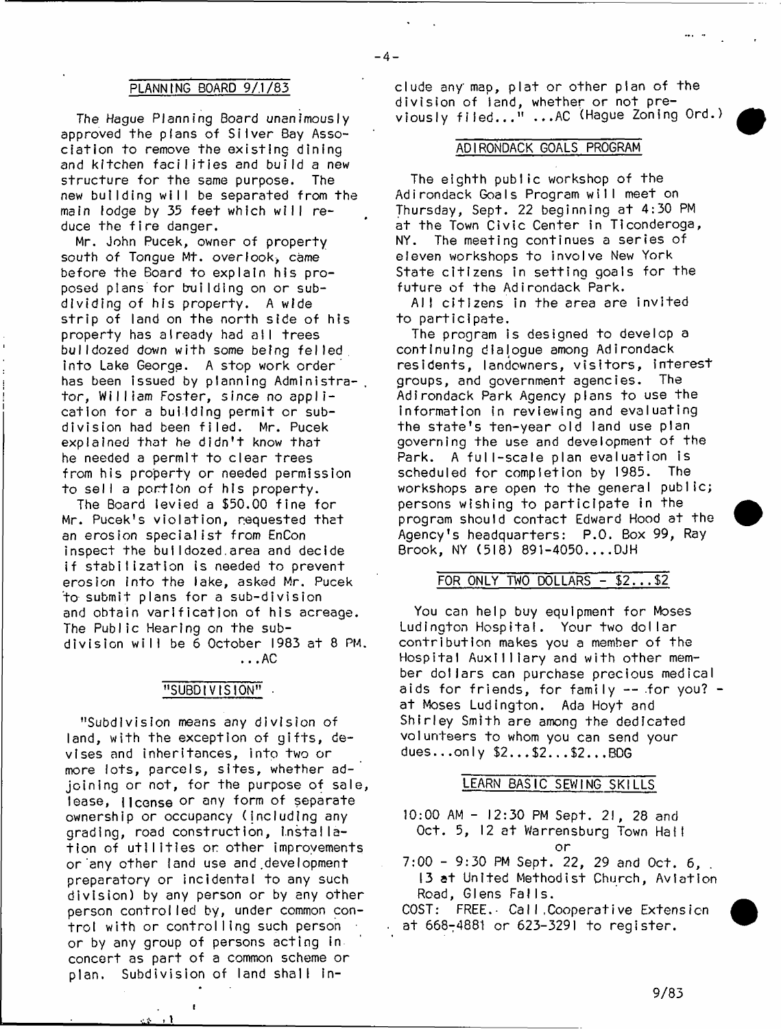## PLANNING BOARD 9/1/83

The Hague Planning Board unanimously approved the plans of Silver Bay Association to remove the existing dining and kitchen facilities and build a new structure for the same purpose. The new building will be separated from the main lodge by 35 feet which will reduce the fire danger.

Mr. John Pucek, owner of property south of Tongue Mt. overlook, came before the Board to explain his proposed plans for building on or subdividing of his property. A wide strip of land on the north side of his property has already had all trees bulldozed down with some being felled into Lake George. A stop work order has been issued by planning Administrator, William Foster, since no application for a building permit or subdivision had been filed. Mr. Pucek explained that he didn't know that he needed a permit to clear trees from his property or needed permission to sell a portion of his property.

The Board levied a $50.00 fine for Mr. Pucek's violation, requested that an erosion specialist from EnCon inspect the bulldozed area and decide if stabilization is needed to prevent erosion into the lake, asked Mr. Pucek to submit plans for a sub-division and obtain varification of his acreage. The Public Hearing on the subdivision will be 6 October 1983 at 8 PM. ...AC

## "SUBDIVISION"

"Subdivision means any division of land, with the exception of gifts, devises and inheritances, into two or more lots, parcels, sites, whether adjoining or not, for the purpose of sale, lease, license or any form of separate ownership or occupancy (including any grading, road construction, installation of utilities or other improvements or any other land use and development preparatory or incidental to any such division) by any person or by any other person controlled by, under common control with or controlling such person or by any group of persons acting in concert as part of a common scheme or plan. Subdivision of land shall include any map, plat or other plan of the division of land, whether or not previously filed..." ...AC (Hague Zoning Ord.)

## ADIRONDACK GOALS PROGRAM

The eighth public workshop of the Adirondack Goals Program will meet on Thursday, Sept. 22 beginning at 4:30 PM at the Town Civic Center in Ticonderoga, NY. The meeting continues a series of eleven workshops to involve New York State citizens in setting goals for the future of the Adirondack Park.

All citizens in the area are invited to participate.

The program is designed to develop a continuing dialogue among Adirondack residents, landowners, visitors, interest groups, and government agencies. The Adirondack Park Agency plans to use the information in reviewing and evaluating the state's ten-year old land use plan governing the use and development of the Park. A full-scale plan evaluation is scheduled for completion by 1985. The workshops are open to the general public; persons wishing to participate in the program should contact Edward Hood at the Agency's headquarters: P.O. Box 99, Ray Brook, NY (518) 891-4050....DJH

## FOR ONLY TWO DOLLARS - $2...$2

You can help buy equipment for Moses Ludington Hospital. Your two dollar contribution makes you a member of the Hospital Auxiliary and with other member dollars can purchase precious medical aids for friends, for family -- for you? - at Moses Ludington. Ada Hoyt and Shirley Smith are among the dedicated volunteers to whom you can send your dues...only $2...$2...$2...BDG

## LEARN BASIC SEWING SKILLS

10:00 AM - 12:30 PM Sept. 21, 28 and Oct. 5, 12 at Warrensburg Town Hall

or

7:00 - 9:30 PM Sept. 22, 29 and Oct. 6, 13 at United Methodist Church, Aviation Road, Glens Falls.

COST: FREE. Call Cooperative Extension at 668-4881 or 623-3291 to register.

9/83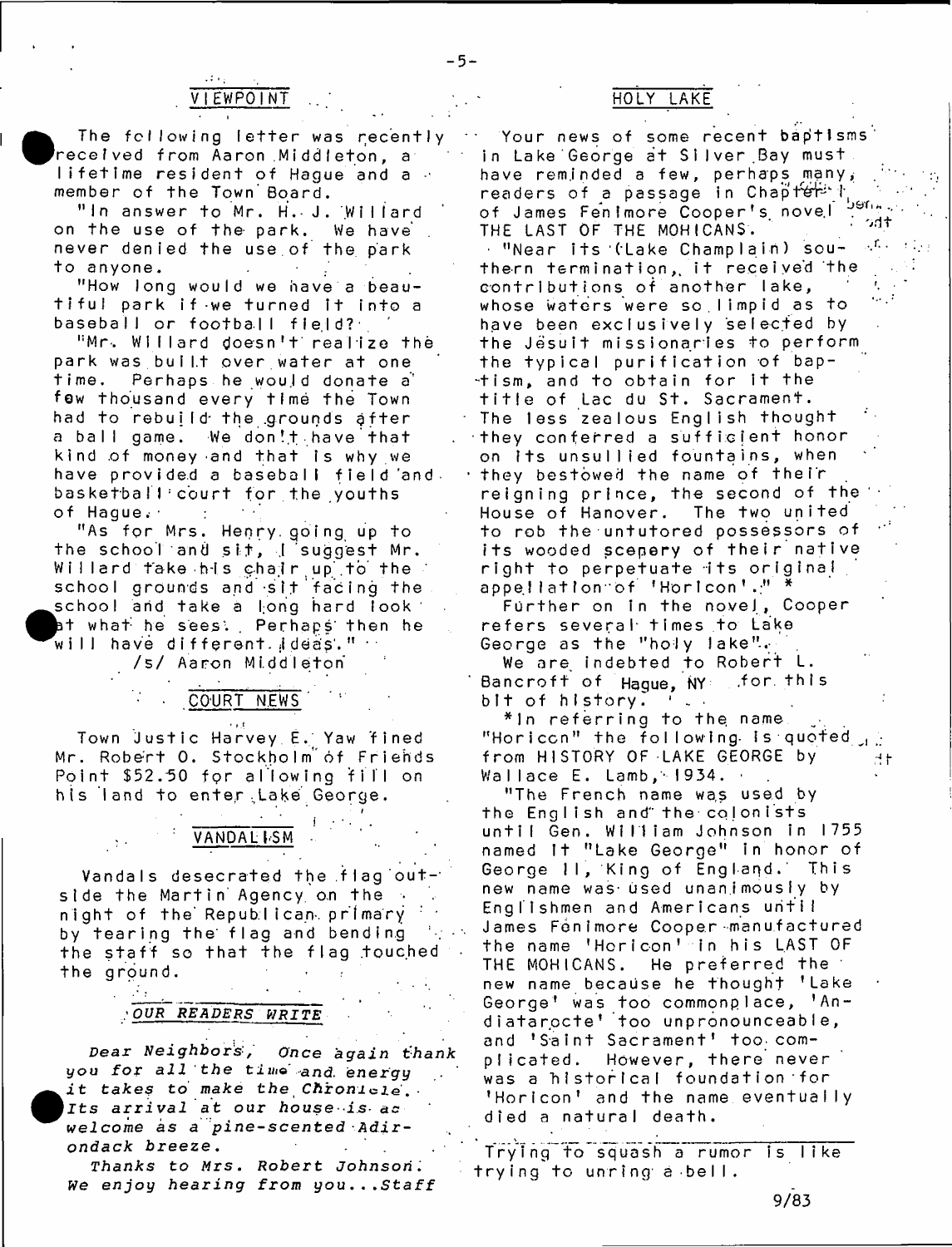## VIEWPOINT

The following letter was recently received from Aaron Middleton, a lifetime resident of Hague and a member of the Town Board.

"In answer to Mr. H. J. Willard on the use of the park. We have never denied the use of the park to anyone.

"How long would we have a beautiful park if we turned it into a baseball or football field?

"Mr. Willard doesn't realize the park was built over water at one time. Perhaps he would donate a few thousand every time the Town had to rebuild the grounds after a ball game. We don't have that kind of money and that is why we have provided a baseball field and basketball court for the youths of Hague.

"As for Mrs. Henry going up to the school and sit, I suggest Mr. Willard take his chair up to the school grounds and sit facing the school and take a long hard look at what he sees. Perhaps then he will have different ideas."

/s/ Aaron Middleton

## COURT NEWS

Town Justice Harvey E. Yaw fined Mr. Robert O. Stockholm of Friends Point $52.50 for allowing fill on his land to enter Lake George.

## VANDALISM

Vandals desecrated the flag outside the Martin Agency on the night of the Republican primary by tearing the flag and bending the staff so that the flag touched the ground.

## OUR READERS WRITE

*Dear Neighbors, Once again thank you for all the time and energy it takes to make the Chronicle. Its arrival at our house is as welcome as a pine-scented Adirondack breeze.*

*Thanks to Mrs. Robert Johnson. We enjoy hearing from you...Staff*

## HOLY LAKE

Your news of some recent baptisms in Lake George at Silver Bay must have reminded a few, perhaps many, readers of a passage in Chapter I of James Fenimore Cooper's novel THE LAST OF THE MOHICANS.

"Near its (Lake Champlain) southern termination, it received the contributions of another lake, whose waters were so limpid as to have been exclusively selected by the Jesuit missionaries to perform the typical purification of baptism, and to obtain for it the title of Lac du St. Sacrament. The less zealous English thought they conferred a sufficient honor on its unsullied fountains, when they bestowed the name of their reigning prince, the second of the House of Hanover. The two united to rob the untutored possessors of its wooded scenery of their native right to perpetuate its original appellation of 'Horicon'." *

Further on in the novel, Cooper refers several times to Lake George as the "holy lake".

We are indebted to Robert L. Bancroft of Hague, NY for this bit of history.

*In referring to the name "Horicon" the following is quoted from HISTORY OF LAKE GEORGE by Wallace E. Lamb, 1934.

"The French name was used by the English and the colonists until Gen. William Johnson in 1755 named it "Lake George" in honor of George II, King of England. This new name was used unanimously by Englishmen and Americans until James Fenimore Cooper manufactured the name 'Horicon' in his LAST OF THE MOHICANS. He preferred the new name because he thought 'Lake George' was too commonplace, 'Andiataracte' too unpronounceable, and 'Saint Sacrament' too complicated. However, there never was a historical foundation for 'Horicon' and the name eventually died a natural death.

---

Trying to squash a rumor is like trying to unring a bell.

9/83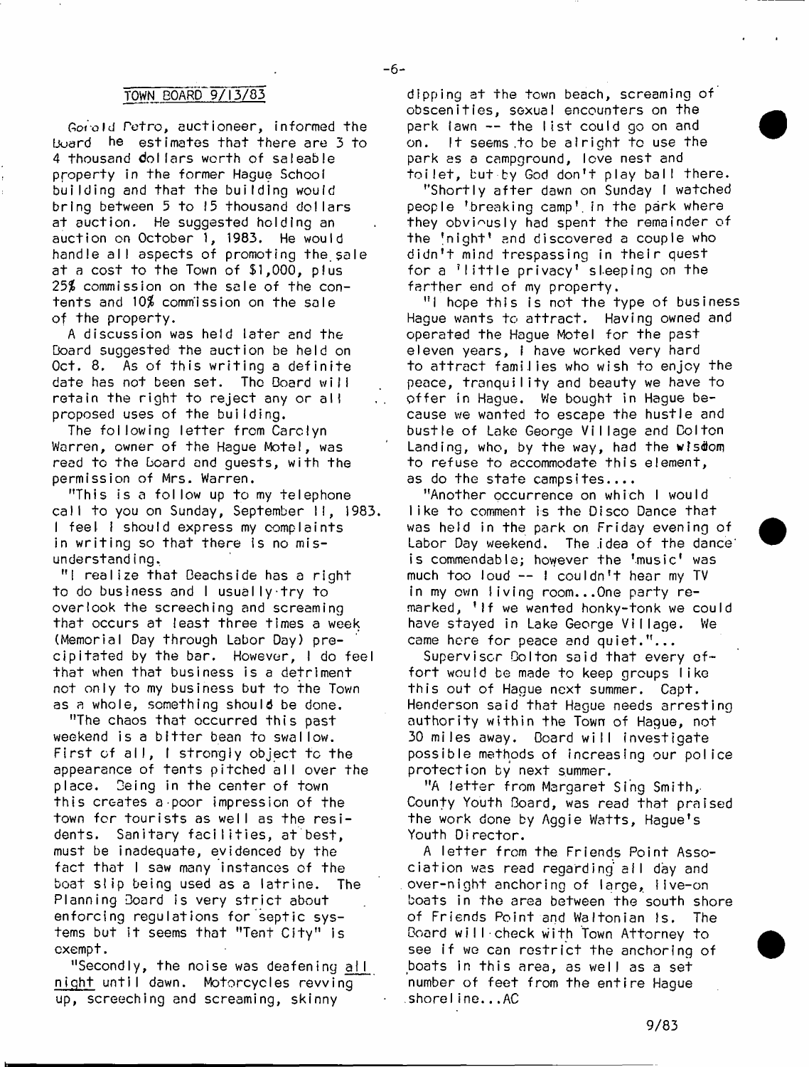## TOWN BOARD 9/13/83

Gerald Petro, auctioneer, informed the Board he estimates that there are 3 to 4 thousand dollars worth of saleable property in the former Hague School building and that the building would bring between 5 to 15 thousand dollars at auction. He suggested holding an auction on October 1, 1983. He would handle all aspects of promoting the sale at a cost to the Town of $1,000, plus 25% commission on the sale of the contents and 10% commission on the sale of the property.

A discussion was held later and the Board suggested the auction be held on Oct. 8. As of this writing a definite date has not been set. The Board will retain the right to reject any or all proposed uses of the building.

The following letter from Carolyn Warren, owner of the Hague Motel, was read to the Board and guests, with the permission of Mrs. Warren.

"This is a follow up to my telephone call to you on Sunday, September 11, 1983. I feel I should express my complaints in writing so that there is no misunderstanding.

"I realize that Beachside has a right to do business and I usually try to overlook the screeching and screaming that occurs at least three times a week (Memorial Day through Labor Day) precipitated by the bar. However, I do feel that when that business is a detriment not only to my business but to the Town as a whole, something should be done.

"The chaos that occurred this past weekend is a bitter bean to swallow. First of all, I strongly object to the appearance of tents pitched all over the place. Being in the center of town this creates a poor impression of the town for tourists as well as the residents. Sanitary facilities, at best, must be inadequate, evidenced by the fact that I saw many instances of the boat slip being used as a latrine. The Planning Board is very strict about enforcing regulations for septic systems but it seems that "Tent City" is exempt.

"Secondly, the noise was deafening all night until dawn. Motorcycles revving up, screeching and screaming, skinny dipping at the town beach, screaming of obscenities, sexual encounters on the park lawn -- the list could go on and on. It seems to be alright to use the park as a campground, love nest and toilet, but by God don't play ball there.

"Shortly after dawn on Sunday I watched people 'breaking camp' in the park where they obviously had spent the remainder of the 'night' and discovered a couple who didn't mind trespassing in their quest for a 'little privacy' sleeping on the farther end of my property.

"I hope this is not the type of business Hague wants to attract. Having owned and operated the Hague Motel for the past eleven years, I have worked very hard to attract families who wish to enjoy the peace, tranquility and beauty we have to offer in Hague. We bought in Hague because we wanted to escape the hustle and bustle of Lake George Village and Bolton Landing, who, by the way, had the wisdom to refuse to accommodate this element, as do the state campsites....

"Another occurrence on which I would like to comment is the Disco Dance that was held in the park on Friday evening of Labor Day weekend. The idea of the dance is commendable; however the 'music' was much too loud -- I couldn't hear my TV in my own living room...One party remarked, 'If we wanted honky-tonk we could have stayed in Lake George Village. We came here for peace and quiet."...

Supervisor Bolton said that every effort would be made to keep groups like this out of Hague next summer. Capt. Henderson said that Hague needs arresting authority within the Town of Hague, not 30 miles away. Board will investigate possible methods of increasing our police protection by next summer.

"A letter from Margaret Sing Smith, County Youth Board, was read that praised the work done by Aggie Watts, Hague's Youth Director.

A letter from the Friends Point Association was read regarding all day and over-night anchoring of large, live-on boats in the area between the south shore of Friends Point and Waltonian Is. The Board will check with Town Attorney to see if we can restrict the anchoring of boats in this area, as well as a set number of feet from the entire Hague shoreline...AC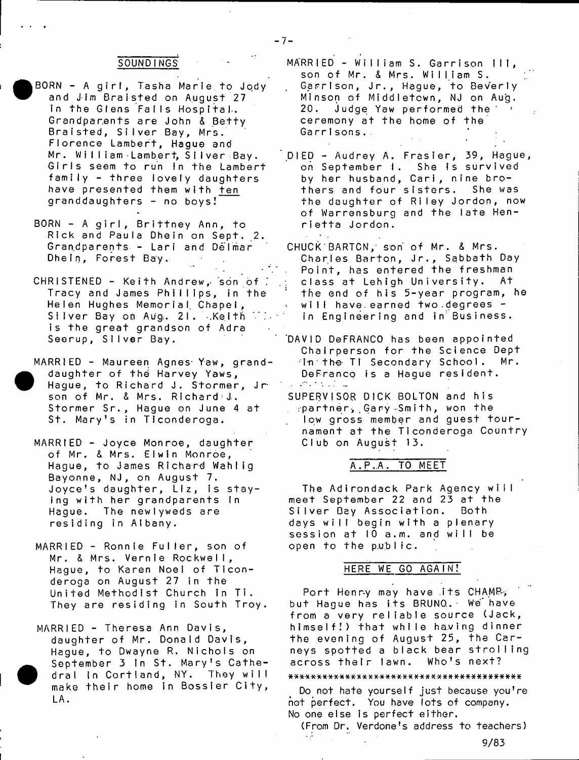## SOUNDINGS

BORN - A girl, Tasha Marie to Jody and Jim Braisted on August 27 in the Glens Falls Hospital. Grandparents are John & Betty Braisted, Silver Bay, Mrs. Florence Lambert, Hague and Mr. William Lambert, Silver Bay. Girls seem to run in the Lambert family - three lovely daughters have presented them with ten granddaughters - no boys!

BORN - A girl, Brittney Ann, to Rick and Paula Dhein on Sept. 2. Grandparents - Lari and Delmar Dhein, Forest Bay.

CHRISTENED - Keith Andrew, son of Tracy and James Phillips, in the Helen Hughes Memorial Chapel, Silver Bay on Aug. 21. Keith is the great grandson of Adra Seerup, Silver Bay.

MARRIED - Maureen Agnes Yaw, granddaughter of the Harvey Yaws, Hague, to Richard J. Stormer, Jr son of Mr. & Mrs. Richard J. Stormer Sr., Hague on June 4 at St. Mary's in Ticonderoga.

MARRIED - Joyce Monroe, daughter of Mr. & Mrs. Elwin Monroe, Hague, to James Richard Wahlig Bayonne, NJ, on August 7. Joyce's daughter, Liz, is staying with her grandparents in Hague. The newlyweds are residing in Albany.

MARRIED - Ronnie Fuller, son of Mr. & Mrs. Vernie Rockwell, Hague, to Karen Noel of Ticonderoga on August 27 in the United Methodist Church in Ti. They are residing in South Troy.

MARRIED - Theresa Ann Davis, daughter of Mr. Donald Davis, Hague, to Dwayne R. Nichols on September 3 in St. Mary's Cathedral in Cortland, NY. They will make their home in Bossier City, LA.

MARRIED - William S. Garrison III, son of Mr. & Mrs. William S. Garrison, Jr., Hague, to Beverly Minson of Middletown, NJ on Aug. 20. Judge Yaw performed the ceremony at the home of the Garrisons.

DIED - Audrey A. Frasier, 39, Hague, on September 1. She is survived by her husband, Carl, nine brothers and four sisters. She was the daughter of Riley Jordon, now of Warrensburg and the late Henrietta Jordon.

CHUCK BARTON, son of Mr. & Mrs. Charles Barton, Jr., Sabbath Day Point, has entered the freshman class at Lehigh University. At the end of his 5-year program, he will have earned two degrees - in Engineering and in Business.

DAVID DeFRANCO has been appointed Chairperson for the Science Dept in the Ti Secondary School. Mr. DeFranco is a Hague resident.

SUPERVISOR DICK BOLTON and his partner, Gary Smith, won the low gross member and guest tournament at the Ticonderoga Country Club on August 13.

## A.P.A. TO MEET

The Adirondack Park Agency will meet September 22 and 23 at the Silver Bay Association. Both days will begin with a plenary session at 10 a.m. and will be open to the public.

## HERE WE GO AGAIN!

Port Henry may have its CHAMP, but Hague has its BRUNO. We have from a very reliable source (Jack, himself!) that while having dinner the evening of August 25, the Carneys spotted a black bear strolling across their lawn. Who's next?

****************************************

Do not hate yourself just because you're not perfect. You have lots of company. No one else is perfect either.

(From Dr. Verdone's address to teachers)

9/83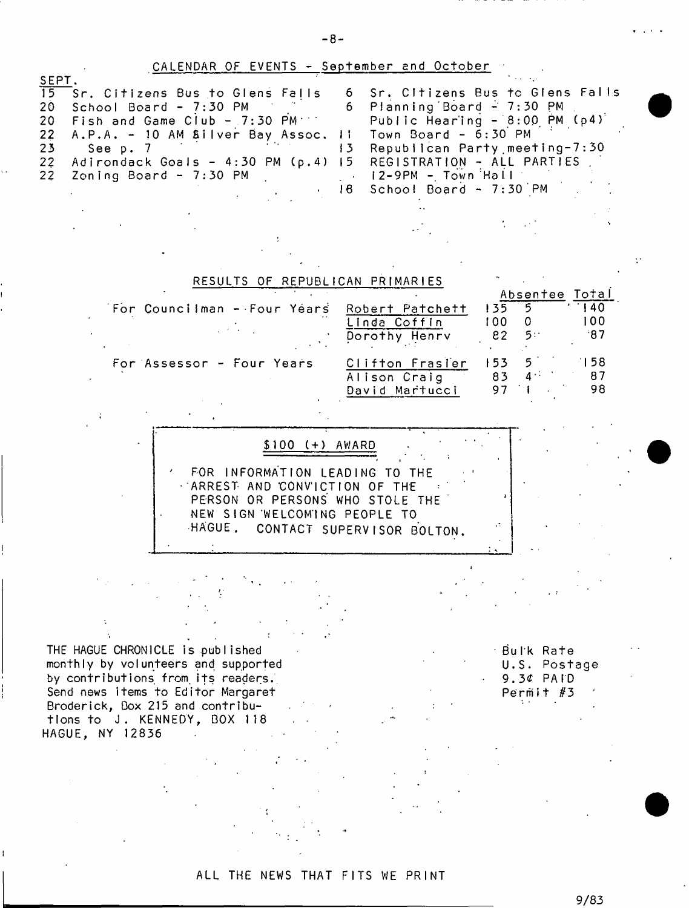## CALENDAR OF EVENTS - September and October

SEPT.

15 Sr. Citizens Bus to Glens Falls
20 School Board - 7:30 PM
20 Fish and Game Club - 7:30 PM
22 A.P.A. - 10 AM Silver Bay Assoc.
23 See p. 7
22 Adirondack Goals - 4:30 PM (p.4)
22 Zoning Board - 7:30 PM

6 Sr. Citizens Bus to Glens Falls
6 Planning Board - 7:30 PM
Public Hearing - 8:00 PM (p4)
11 Town Board - 6:30 PM
13 Republican Party meeting-7:30
15 REGISTRATION - ALL PARTIES
12-9PM - Town Hall
18 School Board - 7:30 PM

## RESULTS OF REPUBLICAN PRIMARIES

| | | | Absentee | Total |
|---|---|---|---|---|
| For Councilman - Four Years | Robert Patchett | 135 | 5 | 140 |
| | Linda Coffin | 100 | 0 | 100 |
| | Dorothy Henry | 82 | 5 | 87 |
| For Assessor - Four Years | Clifton Frasier | 153 | 5 | 158 |
| | Alison Craig | 83 | 4 | 87 |
| | David Martucci | 97 | 1 | 98 |

**$100 (+) AWARD**

FOR INFORMATION LEADING TO THE ARREST AND CONVICTION OF THE PERSON OR PERSONS WHO STOLE THE NEW SIGN WELCOMING PEOPLE TO HAGUE. CONTACT SUPERVISOR BOLTON.

THE HAGUE CHRONICLE is published monthly by volunteers and supported by contributions from its readers. Send news items to Editor Margaret Broderick, Box 215 and contributions to J. KENNEDY, BOX 118 HAGUE, NY 12836

Bulk Rate
U.S. Postage
9.3¢ PAID
Permit #3

ALL THE NEWS THAT FITS WE PRINT

9/83